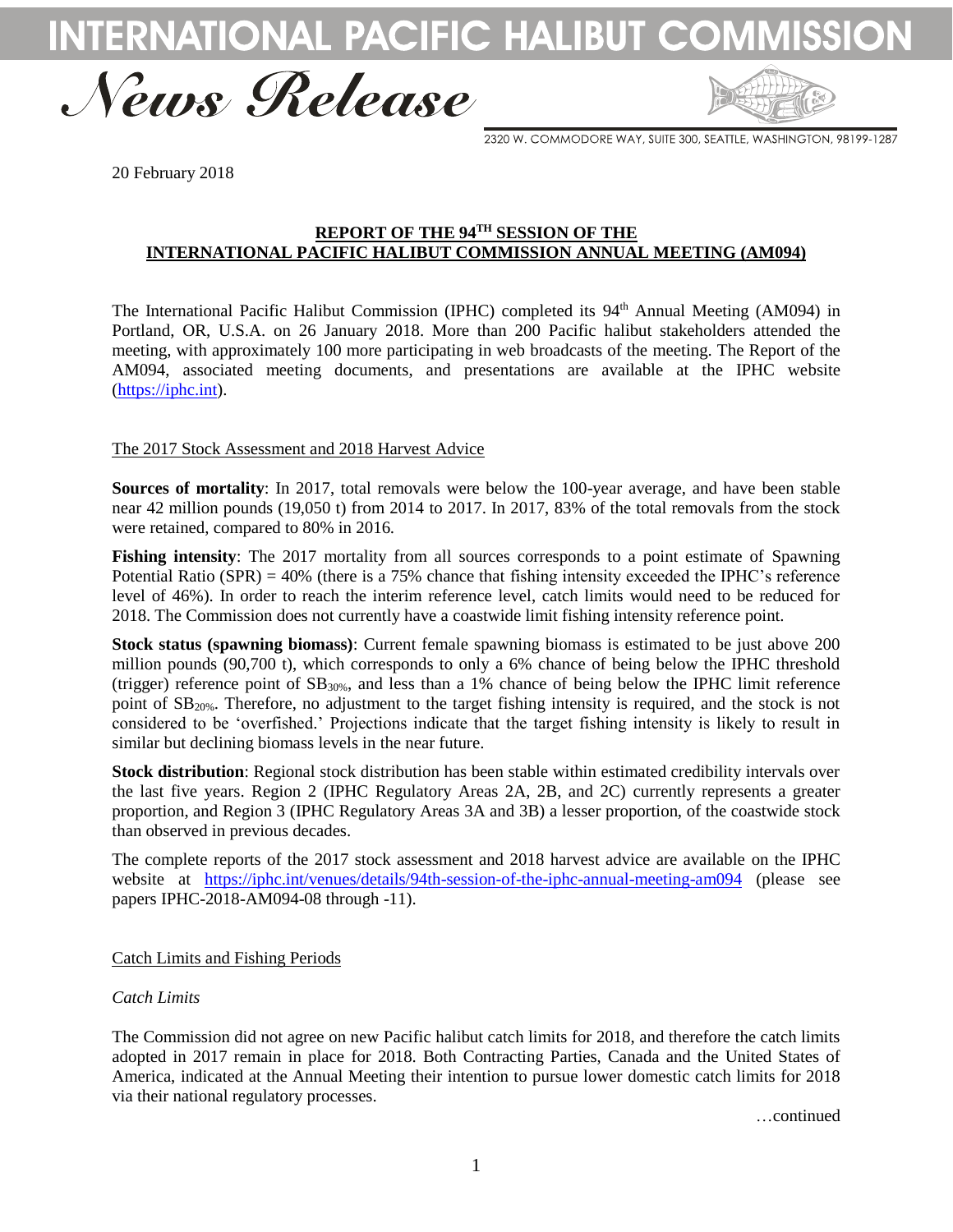# INTERNATIONAL PACIFIC HALIBUT COMMISSION

## *News Release*

2320 W. COMMODORE WAY, SUITE 300, SEATTLE, WASHINGTON, 98199-1287

20 February 2018

**REPORT OF THE 94[TH] SESSION OF THE INTERNATIONAL PACIFIC HALIBUT COMMISSION ANNUAL MEETING (AM094)**

The International Pacific Halibut Commission (IPHC) completed its 94[th] Annual Meeting (AM094) in Portland, OR, U.S.A. on 26 January 2018. More than 200 Pacific halibut stakeholders attended the meeting, with approximately 100 more participating in web broadcasts of the meeting. The Report of the AM094, associated meeting documents, and presentations are available at the IPHC website (https://iphc.int).

### The 2017 Stock Assessment and 2018 Harvest Advice

**Sources of mortality**: In 2017, total removals were below the 100-year average, and have been stable near 42 million pounds (19,050 t) from 2014 to 2017. In 2017, 83% of the total removals from the stock were retained, compared to 80% in 2016.

**Fishing intensity**: The 2017 mortality from all sources corresponds to a point estimate of Spawning Potential Ratio (SPR) = 40% (there is a 75% chance that fishing intensity exceeded the IPHC's reference level of 46%). In order to reach the interim reference level, catch limits would need to be reduced for 2018. The Commission does not currently have a coastwide limit fishing intensity reference point.

**Stock status (spawning biomass)**: Current female spawning biomass is estimated to be just above 200 million pounds (90,700 t), which corresponds to only a 6% chance of being below the IPHC threshold (trigger) reference point of $SB_{30\%}$, and less than a 1% chance of being below the IPHC limit reference point of $SB_{20\%}$. Therefore, no adjustment to the target fishing intensity is required, and the stock is not considered to be 'overfished.' Projections indicate that the target fishing intensity is likely to result in similar but declining biomass levels in the near future.

**Stock distribution**: Regional stock distribution has been stable within estimated credibility intervals over the last five years. Region 2 (IPHC Regulatory Areas 2A, 2B, and 2C) currently represents a greater proportion, and Region 3 (IPHC Regulatory Areas 3A and 3B) a lesser proportion, of the coastwide stock than observed in previous decades.

The complete reports of the 2017 stock assessment and 2018 harvest advice are available on the IPHC website at https://iphc.int/venues/details/94th-session-of-the-iphc-annual-meeting-am094 (please see papers IPHC-2018-AM094-08 through -11).

### Catch Limits and Fishing Periods

#### *Catch Limits*

The Commission did not agree on new Pacific halibut catch limits for 2018, and therefore the catch limits adopted in 2017 remain in place for 2018. Both Contracting Parties, Canada and the United States of America, indicated at the Annual Meeting their intention to pursue lower domestic catch limits for 2018 via their national regulatory processes.

…continued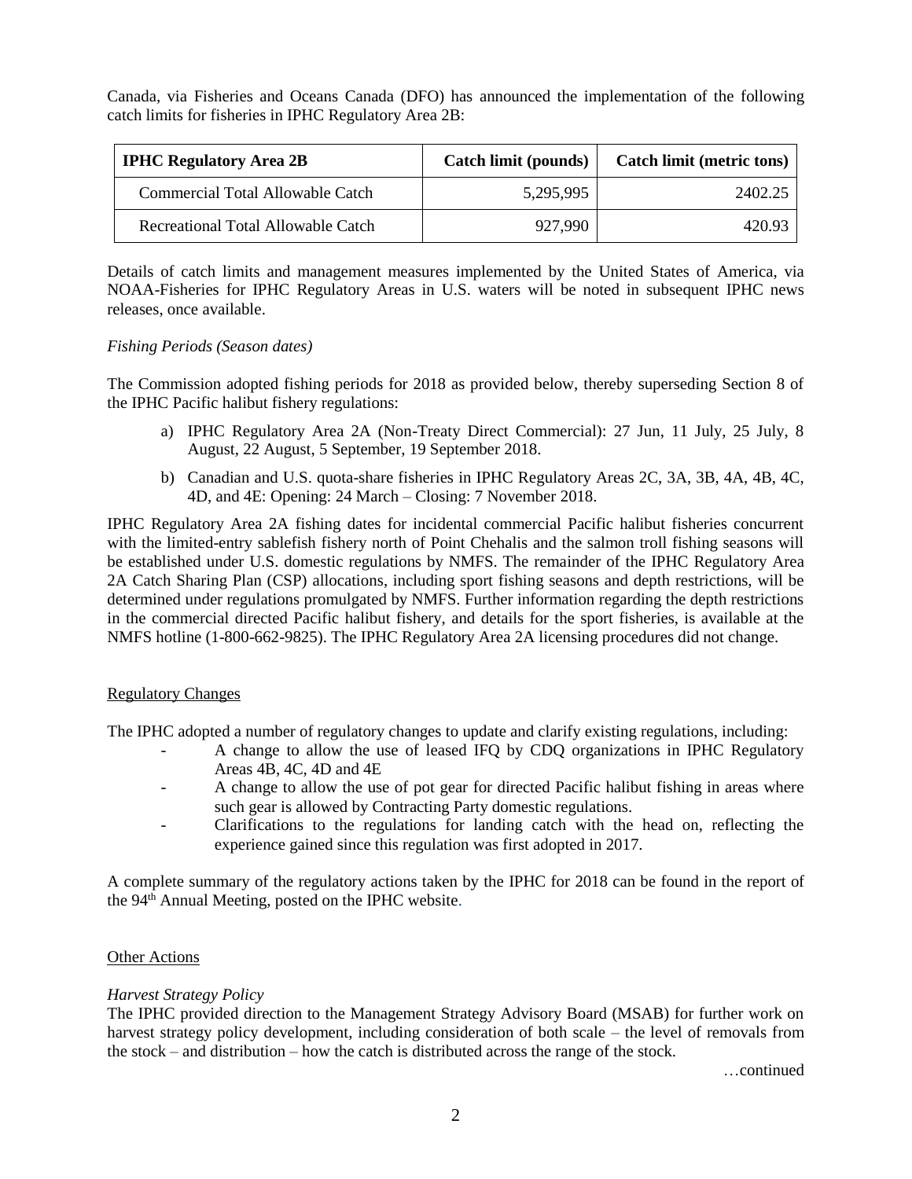Canada, via Fisheries and Oceans Canada (DFO) has announced the implementation of the following catch limits for fisheries in IPHC Regulatory Area 2B:

| IPHC Regulatory Area 2B | Catch limit (pounds) | Catch limit (metric tons) |
| --- | --- | --- |
| Commercial Total Allowable Catch | 5,295,995 | 2402.25 |
| Recreational Total Allowable Catch | 927,990 | 420.93 |

Details of catch limits and management measures implemented by the United States of America, via NOAA-Fisheries for IPHC Regulatory Areas in U.S. waters will be noted in subsequent IPHC news releases, once available.

*Fishing Periods (Season dates)*

The Commission adopted fishing periods for 2018 as provided below, thereby superseding Section 8 of the IPHC Pacific halibut fishery regulations:

a) IPHC Regulatory Area 2A (Non-Treaty Direct Commercial): 27 Jun, 11 July, 25 July, 8 August, 22 August, 5 September, 19 September 2018.

b) Canadian and U.S. quota-share fisheries in IPHC Regulatory Areas 2C, 3A, 3B, 4A, 4B, 4C, 4D, and 4E: Opening: 24 March – Closing: 7 November 2018.

IPHC Regulatory Area 2A fishing dates for incidental commercial Pacific halibut fisheries concurrent with the limited-entry sablefish fishery north of Point Chehalis and the salmon troll fishing seasons will be established under U.S. domestic regulations by NMFS. The remainder of the IPHC Regulatory Area 2A Catch Sharing Plan (CSP) allocations, including sport fishing seasons and depth restrictions, will be determined under regulations promulgated by NMFS. Further information regarding the depth restrictions in the commercial directed Pacific halibut fishery, and details for the sport fisheries, is available at the NMFS hotline (1-800-662-9825). The IPHC Regulatory Area 2A licensing procedures did not change.

## Regulatory Changes

The IPHC adopted a number of regulatory changes to update and clarify existing regulations, including:

- A change to allow the use of leased IFQ by CDQ organizations in IPHC Regulatory Areas 4B, 4C, 4D and 4E
- A change to allow the use of pot gear for directed Pacific halibut fishing in areas where such gear is allowed by Contracting Party domestic regulations.
- Clarifications to the regulations for landing catch with the head on, reflecting the experience gained since this regulation was first adopted in 2017.

A complete summary of the regulatory actions taken by the IPHC for 2018 can be found in the report of the 94th Annual Meeting, posted on the IPHC website.

## Other Actions

*Harvest Strategy Policy*

The IPHC provided direction to the Management Strategy Advisory Board (MSAB) for further work on harvest strategy policy development, including consideration of both scale – the level of removals from the stock – and distribution – how the catch is distributed across the range of the stock.

…continued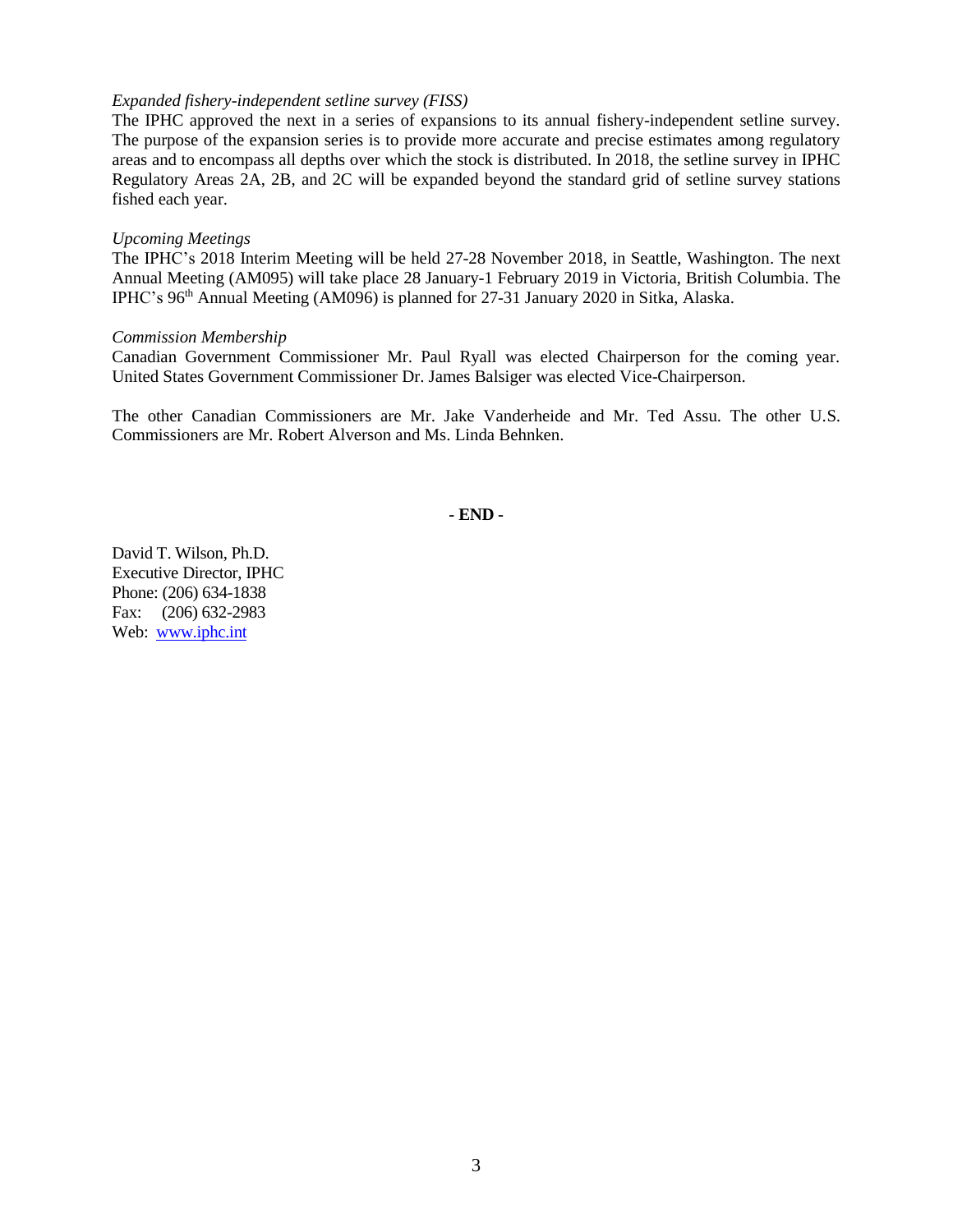*Expanded fishery-independent setline survey (FISS)*

The IPHC approved the next in a series of expansions to its annual fishery-independent setline survey. The purpose of the expansion series is to provide more accurate and precise estimates among regulatory areas and to encompass all depths over which the stock is distributed. In 2018, the setline survey in IPHC Regulatory Areas 2A, 2B, and 2C will be expanded beyond the standard grid of setline survey stations fished each year.

*Upcoming Meetings*

The IPHC's 2018 Interim Meeting will be held 27-28 November 2018, in Seattle, Washington. The next Annual Meeting (AM095) will take place 28 January-1 February 2019 in Victoria, British Columbia. The IPHC's 96th Annual Meeting (AM096) is planned for 27-31 January 2020 in Sitka, Alaska.

*Commission Membership*

Canadian Government Commissioner Mr. Paul Ryall was elected Chairperson for the coming year. United States Government Commissioner Dr. James Balsiger was elected Vice-Chairperson.

The other Canadian Commissioners are Mr. Jake Vanderheide and Mr. Ted Assu. The other U.S. Commissioners are Mr. Robert Alverson and Ms. Linda Behnken.

**- END -**

David T. Wilson, Ph.D.
Executive Director, IPHC
Phone: (206) 634-1838
Fax: (206) 632-2983
Web: [www.iphc.int](http://www.iphc.int)